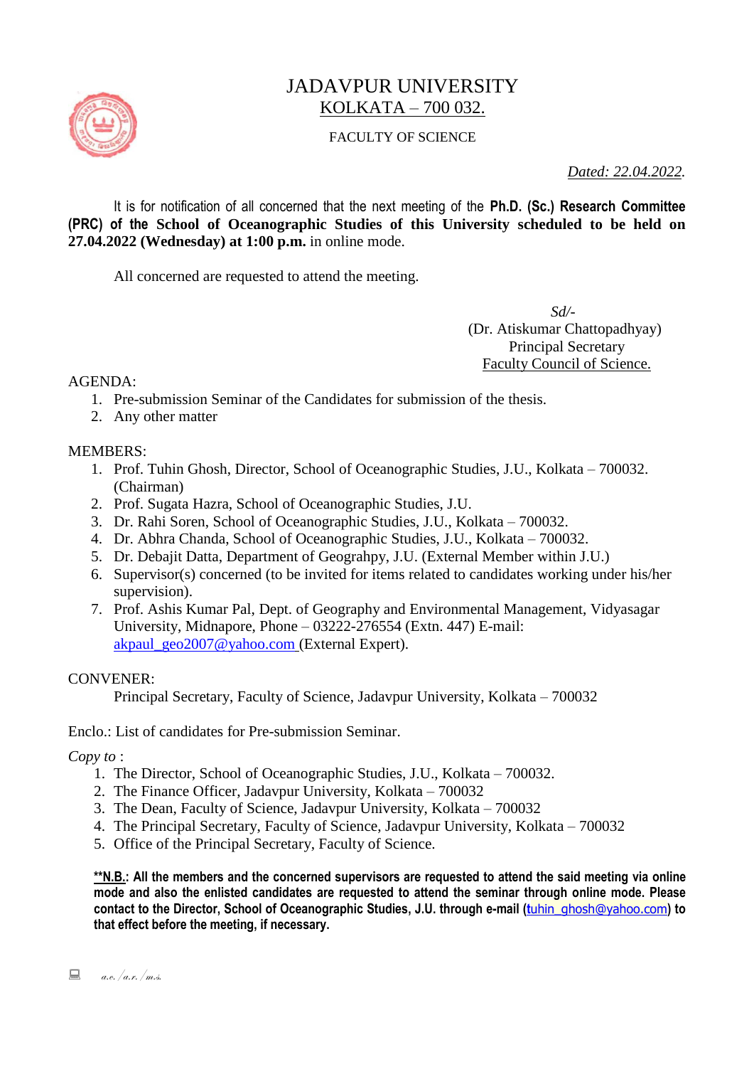# JADAVPUR UNIVERSITY

## KOLKATA – 700 032.

FACULTY OF SCIENCE

*Dated: 22.04.2022.*

It is for notification of all concerned that the next meeting of the **Ph.D. (Sc.) Research Committee (PRC) of the School of Oceanographic Studies of this University scheduled to be held on 27.04.2022 (Wednesday) at 1:00 p.m.** in online mode.

All concerned are requested to attend the meeting.

*Sd/-*
(Dr. Atiskumar Chattopadhyay)
Principal Secretary
Faculty Council of Science.

AGENDA:

1. Pre-submission Seminar of the Candidates for submission of the thesis.
2. Any other matter

MEMBERS:

1. Prof. Tuhin Ghosh, Director, School of Oceanographic Studies, J.U., Kolkata – 700032. (Chairman)
2. Prof. Sugata Hazra, School of Oceanographic Studies, J.U.
3. Dr. Rahi Soren, School of Oceanographic Studies, J.U., Kolkata – 700032.
4. Dr. Abhra Chanda, School of Oceanographic Studies, J.U., Kolkata – 700032.
5. Dr. Debajit Datta, Department of Geograhpy, J.U. (External Member within J.U.)
6. Supervisor(s) concerned (to be invited for items related to candidates working under his/her supervision).
7. Prof. Ashis Kumar Pal, Dept. of Geography and Environmental Management, Vidyasagar University, Midnapore, Phone – 03222-276554 (Extn. 447) E-mail: akpaul_geo2007@yahoo.com (External Expert).

CONVENER:

Principal Secretary, Faculty of Science, Jadavpur University, Kolkata – 700032

Enclo.: List of candidates for Pre-submission Seminar.

*Copy to* :

1. The Director, School of Oceanographic Studies, J.U., Kolkata – 700032.
2. The Finance Officer, Jadavpur University, Kolkata – 700032
3. The Dean, Faculty of Science, Jadavpur University, Kolkata – 700032
4. The Principal Secretary, Faculty of Science, Jadavpur University, Kolkata – 700032
5. Office of the Principal Secretary, Faculty of Science.

**\*\*N.B.: All the members and the concerned supervisors are requested to attend the said meeting via online mode and also the enlisted candidates are requested to attend the seminar through online mode. Please contact to the Director, School of Oceanographic Studies, J.U. through e-mail (tuhin_ghosh@yahoo.com) to that effect before the meeting, if necessary.**

*a.c./a.r./m.s.*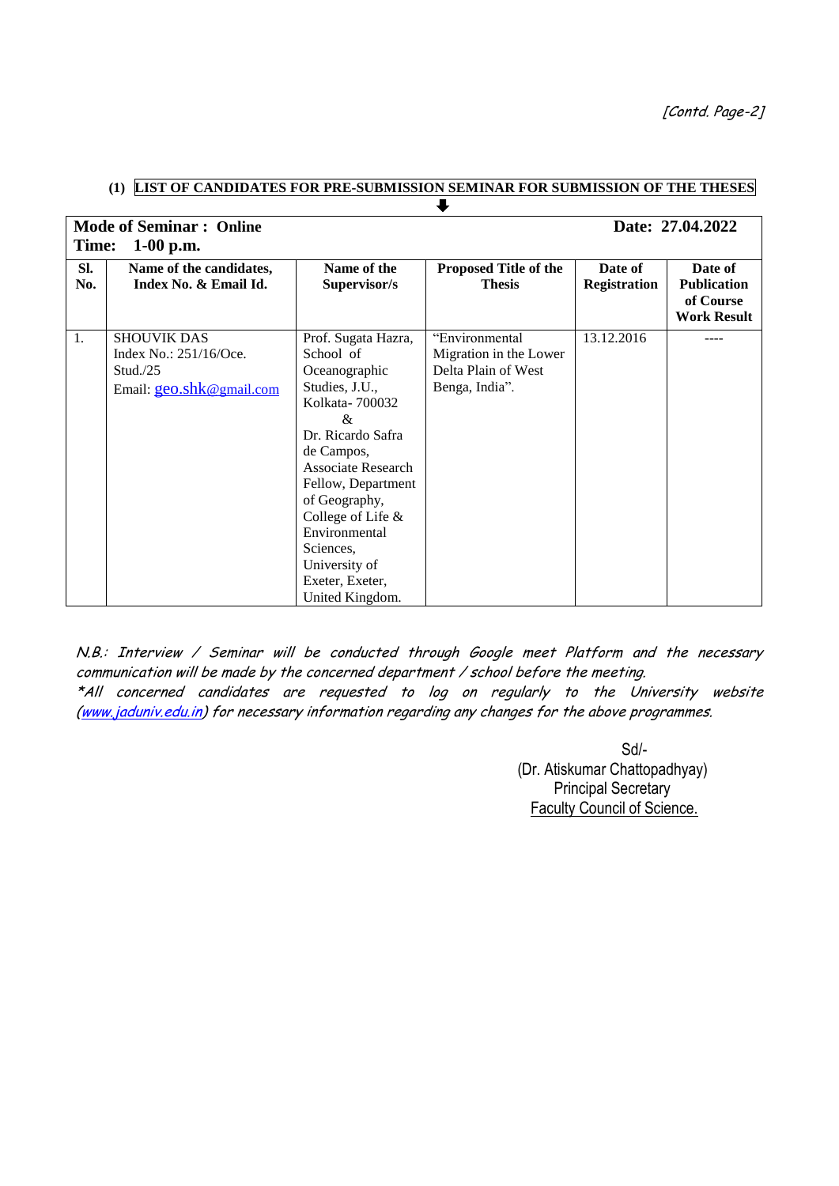[Contd. Page-2]

**(1) LIST OF CANDIDATES FOR PRE-SUBMISSION SEMINAR FOR SUBMISSION OF THE THESES**

**Mode of Seminar : Online** **Date: 27.04.2022**

**Time: 1-00 p.m.**

| Sl. No. | Name of the candidates, Index No. & Email Id. | Name of the Supervisor/s | Proposed Title of the Thesis | Date of Registration | Date of Publication of Course Work Result |
|---|---|---|---|---|---|
| 1. | SHOUVIK DAS<br>Index No.: 251/16/Oce. Stud./25<br>Email: geo.shk@gmail.com | Prof. Sugata Hazra, School of Oceanographic Studies, J.U., Kolkata- 700032<br>&<br>Dr. Ricardo Safra de Campos, Associate Research Fellow, Department of Geography, College of Life & Environmental Sciences, University of Exeter, Exeter, United Kingdom. | "Environmental Migration in the Lower Delta Plain of West Benga, India". | 13.12.2016 | ---- |

*N.B.: Interview / Seminar will be conducted through Google meet Platform and the necessary communication will be made by the concerned department / school before the meeting.*

*\*All concerned candidates are requested to log on regularly to the University website (www.jaduniv.edu.in) for necessary information regarding any changes for the above programmes.*

Sd/-
(Dr. Atiskumar Chattopadhyay)
Principal Secretary
Faculty Council of Science.